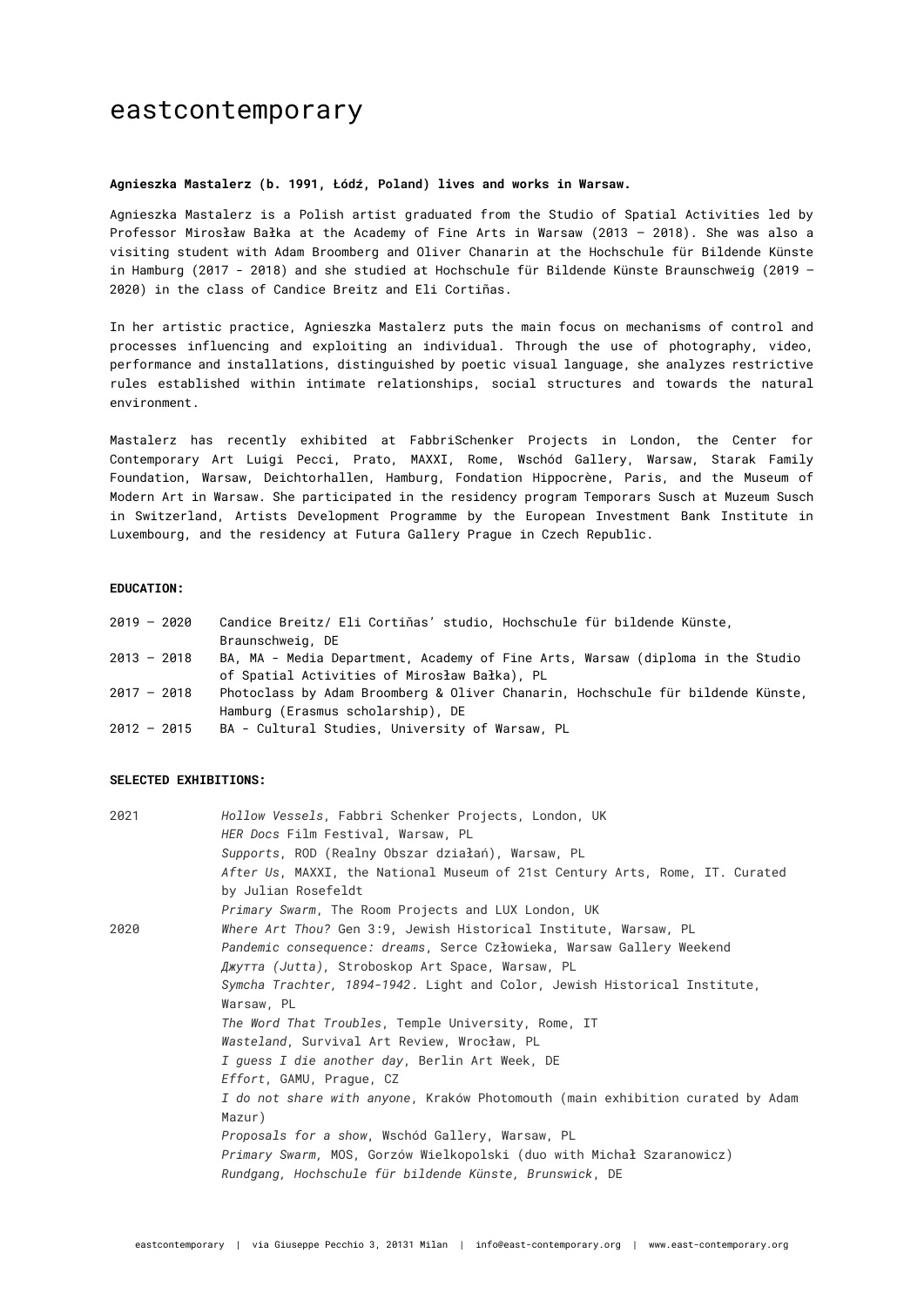# eastcontemporary

**Agnieszka Mastalerz (b. 1991, Łódź, Poland) lives and works in Warsaw.**

Agnieszka Mastalerz is a Polish artist graduated from the Studio of Spatial Activities led by Professor Mirosław Bałka at the Academy of Fine Arts in Warsaw (2013 – 2018). She was also a visiting student with Adam Broomberg and Oliver Chanarin at the Hochschule für Bildende Künste in Hamburg (2017 - 2018) and she studied at Hochschule für Bildende Künste Braunschweig (2019 – 2020) in the class of Candice Breitz and Eli Cortiñas.

In her artistic practice, Agnieszka Mastalerz puts the main focus on mechanisms of control and processes influencing and exploiting an individual. Through the use of photography, video, performance and installations, distinguished by poetic visual language, she analyzes restrictive rules established within intimate relationships, social structures and towards the natural environment.

Mastalerz has recently exhibited at FabbriSchenker Projects in London, the Center for Contemporary Art Luigi Pecci, Prato, MAXXI, Rome, Wschód Gallery, Warsaw, Starak Family Foundation, Warsaw, Deichtorhallen, Hamburg, Fondation Hippocrène, Paris, and the Museum of Modern Art in Warsaw. She participated in the residency program Temporars Susch at Muzeum Susch in Switzerland, Artists Development Programme by the European Investment Bank Institute in Luxembourg, and the residency at Futura Gallery Prague in Czech Republic.

**EDUCATION:**

| | |
|---|---|
| 2019 – 2020 | Candice Breitz/ Eli Cortiñas' studio, Hochschule für bildende Künste, Braunschweig, DE |
| 2013 – 2018 | BA, MA - Media Department, Academy of Fine Arts, Warsaw (diploma in the Studio of Spatial Activities of Mirosław Bałka), PL |
| 2017 – 2018 | Photoclass by Adam Broomberg & Oliver Chanarin, Hochschule für bildende Künste, Hamburg (Erasmus scholarship), DE |
| 2012 – 2015 | BA - Cultural Studies, University of Warsaw, PL |

**SELECTED EXHIBITIONS:**

| | |
|---|---|
| 2021 | *Hollow Vessels*, Fabbri Schenker Projects, London, UK |
| | *HER Docs* Film Festival, Warsaw, PL |
| | *Supports*, ROD (Realny Obszar działań), Warsaw, PL |
| | *After Us*, MAXXI, the National Museum of 21st Century Arts, Rome, IT. Curated by Julian Rosefeldt |
| | *Primary Swarm*, The Room Projects and LUX London, UK |
| 2020 | *Where Art Thou?* Gen 3:9, Jewish Historical Institute, Warsaw, PL |
| | *Pandemic consequence: dreams*, Serce Człowieka, Warsaw Gallery Weekend |
| | *Джутта (Jutta)*, Stroboskop Art Space, Warsaw, PL |
| | *Symcha Trachter, 1894-1942*. Light and Color, Jewish Historical Institute, Warsaw, PL |
| | *The Word That Troubles*, Temple University, Rome, IT |
| | *Wasteland*, Survival Art Review, Wrocław, PL |
| | *I guess I die another day*, Berlin Art Week, DE |
| | *Effort*, GAMU, Prague, CZ |
| | *I do not share with anyone*, Kraków Photomouth (main exhibition curated by Adam Mazur) |
| | *Proposals for a show*, Wschód Gallery, Warsaw, PL |
| | *Primary Swarm*, MOS, Gorzów Wielkopolski (duo with Michał Szaranowicz) |
| | *Rundgang, Hochschule für bildende Künste, Brunswick*, DE |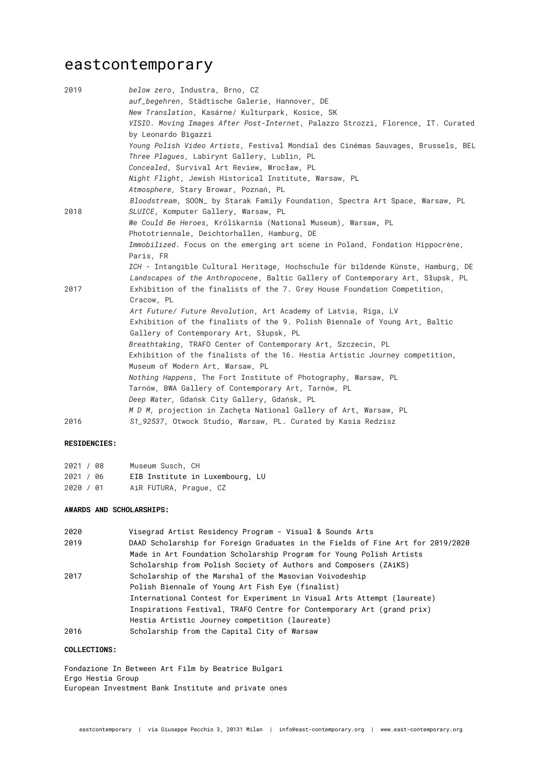# eastcontemporary

| | |
|---|---|
| 2019 | *below zero*, Industra, Brno, CZ |
| | *auf_begehren*, Städtische Galerie, Hannover, DE |
| | *New Translation*, Kasárne/ Kulturpark, Kosice, SK |
| | *VISIO. Moving Images After Post-Internet*, Palazzo Strozzi, Florence, IT. Curated by Leonardo Bigazzi |
| | *Young Polish Video Artists*, Festival Mondial des Cinémas Sauvages, Brussels, BEL |
| | *Three Plagues*, Labirynt Gallery, Lublin, PL |
| | *Concealed*, Survival Art Review, Wrocław, PL |
| | *Night Flight*, Jewish Historical Institute, Warsaw, PL |
| | *Atmosphere*, Stary Browar, Poznań, PL |
| | *Bloodstream*, SOON_ by Starak Family Foundation, Spectra Art Space, Warsaw, PL |
| 2018 | *SLUICE*, Komputer Gallery, Warsaw, PL |
| | *We Could Be Heroes*, Królikarnia (National Museum), Warsaw, PL |
| | Phototriennale, Deichtorhallen, Hamburg, DE |
| | *Immobilized*. Focus on the emerging art scene in Poland, Fondation Hippocrène, Paris, FR |
| | *ICH* - Intangible Cultural Heritage, Hochschule für bildende Künste, Hamburg, DE |
| | *Landscapes of the Anthropocene*, Baltic Gallery of Contemporary Art, Słupsk, PL |
| 2017 | Exhibition of the finalists of the 7. Grey House Foundation Competition, Cracow, PL |
| | *Art Future/ Future Revolution*, Art Academy of Latvia, Riga, LV |
| | Exhibition of the finalists of the 9. Polish Biennale of Young Art, Baltic Gallery of Contemporary Art, Słupsk, PL |
| | *Breathtaking*, TRAFO Center of Contemporary Art, Szczecin, PL |
| | Exhibition of the finalists of the 16. Hestia Artistic Journey competition, Museum of Modern Art, Warsaw, PL |
| | *Nothing Happens*, The Fort Institute of Photography, Warsaw, PL |
| | Tarnów, BWA Gallery of Contemporary Art, Tarnów, PL |
| | *Deep Water*, Gdańsk City Gallery, Gdańsk, PL |
| | *M D M*, projection in Zachęta National Gallery of Art, Warsaw, PL |
| 2016 | *S1_92537*, Otwock Studio, Warsaw, PL. Curated by Kasia Redzisz |

**RESIDENCIES:**

| | |
|---|---|
| 2021 / 08 | Museum Susch, CH |
| 2021 / 06 | EIB Institute in Luxembourg, LU |
| 2020 / 01 | AiR FUTURA, Prague, CZ |

**AWARDS AND SCHOLARSHIPS:**

| | |
|---|---|
| 2020 | Visegrad Artist Residency Program - Visual & Sounds Arts |
| 2019 | DAAD Scholarship for Foreign Graduates in the Fields of Fine Art for 2019/2020 |
| | Made in Art Foundation Scholarship Program for Young Polish Artists |
| | Scholarship from Polish Society of Authors and Composers (ZAiKS) |
| 2017 | Scholarship of the Marshal of the Masovian Voivodeship |
| | Polish Biennale of Young Art Fish Eye (finalist) |
| | International Contest for Experiment in Visual Arts Attempt (laureate) |
| | Inspirations Festival, TRAFO Centre for Contemporary Art (grand prix) |
| | Hestia Artistic Journey competition (laureate) |
| 2016 | Scholarship from the Capital City of Warsaw |

**COLLECTIONS:**

Fondazione In Between Art Film by Beatrice Bulgari
Ergo Hestia Group
European Investment Bank Institute and private ones